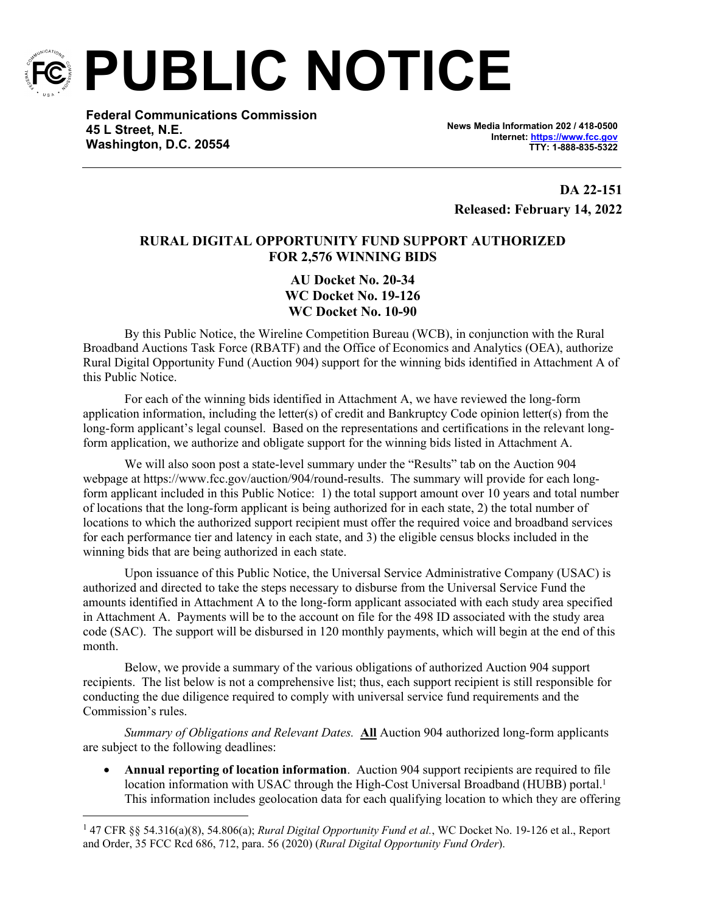# PUBLIC NOTICE

**Federal Communications Commission**
**45 L Street, N.E.**
**Washington, D.C. 20554**

**News Media Information 202 / 418-0500**
**Internet: https://www.fcc.gov**
**TTY: 1-888-835-5322**

**DA 22-151**
**Released: February 14, 2022**

## RURAL DIGITAL OPPORTUNITY FUND SUPPORT AUTHORIZED FOR 2,576 WINNING BIDS

**AU Docket No. 20-34**
**WC Docket No. 19-126**
**WC Docket No. 10-90**

By this Public Notice, the Wireline Competition Bureau (WCB), in conjunction with the Rural Broadband Auctions Task Force (RBATF) and the Office of Economics and Analytics (OEA), authorize Rural Digital Opportunity Fund (Auction 904) support for the winning bids identified in Attachment A of this Public Notice.

For each of the winning bids identified in Attachment A, we have reviewed the long-form application information, including the letter(s) of credit and Bankruptcy Code opinion letter(s) from the long-form applicant's legal counsel. Based on the representations and certifications in the relevant long-form application, we authorize and obligate support for the winning bids listed in Attachment A.

We will also soon post a state-level summary under the "Results" tab on the Auction 904 webpage at https://www.fcc.gov/auction/904/round-results. The summary will provide for each long-form applicant included in this Public Notice: 1) the total support amount over 10 years and total number of locations that the long-form applicant is being authorized for in each state, 2) the total number of locations to which the authorized support recipient must offer the required voice and broadband services for each performance tier and latency in each state, and 3) the eligible census blocks included in the winning bids that are being authorized in each state.

Upon issuance of this Public Notice, the Universal Service Administrative Company (USAC) is authorized and directed to take the steps necessary to disburse from the Universal Service Fund the amounts identified in Attachment A to the long-form applicant associated with each study area specified in Attachment A. Payments will be to the account on file for the 498 ID associated with the study area code (SAC). The support will be disbursed in 120 monthly payments, which will begin at the end of this month.

Below, we provide a summary of the various obligations of authorized Auction 904 support recipients. The list below is not a comprehensive list; thus, each support recipient is still responsible for conducting the due diligence required to comply with universal service fund requirements and the Commission's rules.

*Summary of Obligations and Relevant Dates.* **All** Auction 904 authorized long-form applicants are subject to the following deadlines:

- **Annual reporting of location information**. Auction 904 support recipients are required to file location information with USAC through the High-Cost Universal Broadband (HUBB) portal.[1] This information includes geolocation data for each qualifying location to which they are offering

---

[1] 47 CFR §§ 54.316(a)(8), 54.806(a); *Rural Digital Opportunity Fund et al.*, WC Docket No. 19-126 et al., Report and Order, 35 FCC Rcd 686, 712, para. 56 (2020) (*Rural Digital Opportunity Fund Order*).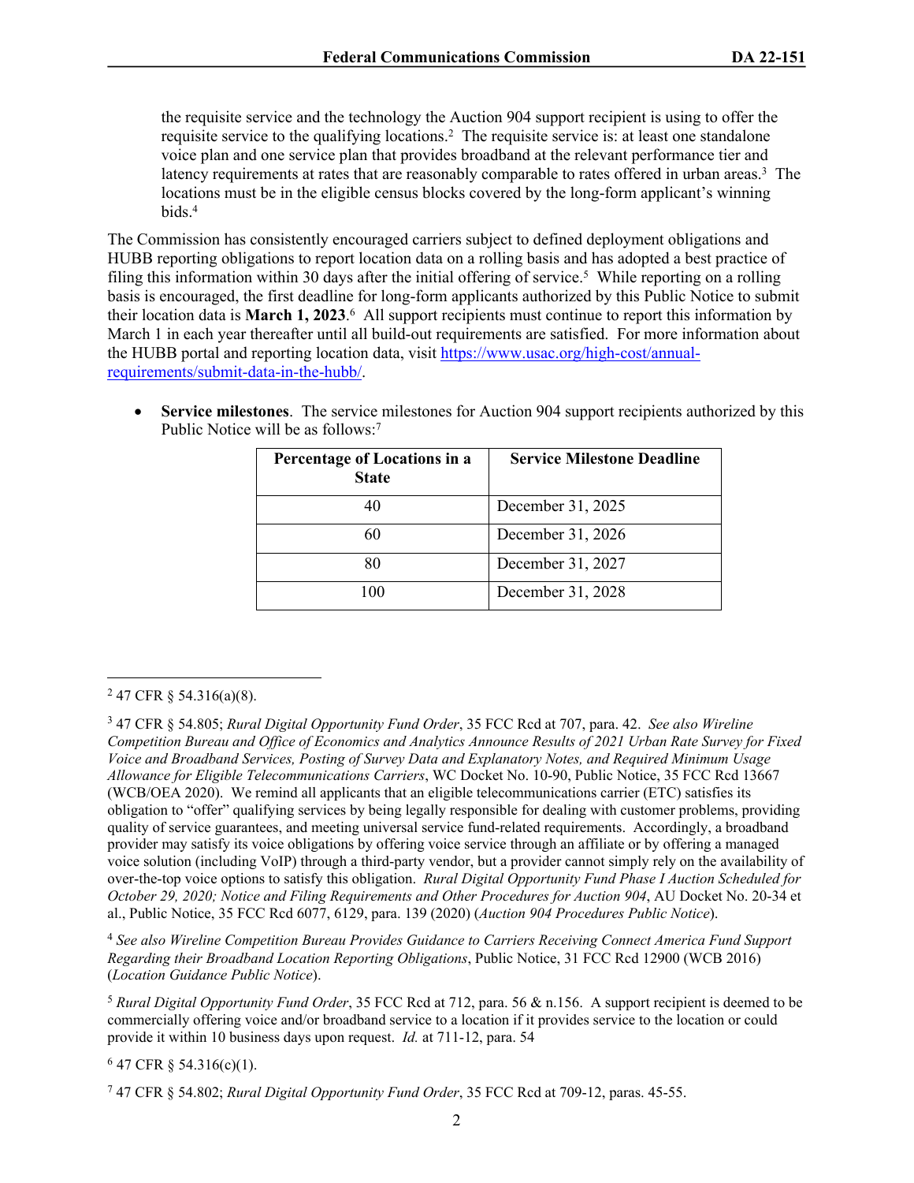the requisite service and the technology the Auction 904 support recipient is using to offer the requisite service to the qualifying locations.[2] The requisite service is: at least one standalone voice plan and one service plan that provides broadband at the relevant performance tier and latency requirements at rates that are reasonably comparable to rates offered in urban areas.[3] The locations must be in the eligible census blocks covered by the long-form applicant's winning bids.[4]

The Commission has consistently encouraged carriers subject to defined deployment obligations and HUBB reporting obligations to report location data on a rolling basis and has adopted a best practice of filing this information within 30 days after the initial offering of service.[5] While reporting on a rolling basis is encouraged, the first deadline for long-form applicants authorized by this Public Notice to submit their location data is **March 1, 2023**.[6] All support recipients must continue to report this information by March 1 in each year thereafter until all build-out requirements are satisfied. For more information about the HUBB portal and reporting location data, visit [https://www.usac.org/high-cost/annual-requirements/submit-data-in-the-hubb/](https://www.usac.org/high-cost/annual-requirements/submit-data-in-the-hubb/).

- **Service milestones**. The service milestones for Auction 904 support recipients authorized by this Public Notice will be as follows:[7]

| Percentage of Locations in a State | Service Milestone Deadline |
|---|---|
| 40 | December 31, 2025 |
| 60 | December 31, 2026 |
| 80 | December 31, 2027 |
| 100 | December 31, 2028 |

---

[2] 47 CFR § 54.316(a)(8).

[3] 47 CFR § 54.805; *Rural Digital Opportunity Fund Order*, 35 FCC Rcd at 707, para. 42. *See also Wireline Competition Bureau and Office of Economics and Analytics Announce Results of 2021 Urban Rate Survey for Fixed Voice and Broadband Services, Posting of Survey Data and Explanatory Notes, and Required Minimum Usage Allowance for Eligible Telecommunications Carriers*, WC Docket No. 10-90, Public Notice, 35 FCC Rcd 13667 (WCB/OEA 2020). We remind all applicants that an eligible telecommunications carrier (ETC) satisfies its obligation to "offer" qualifying services by being legally responsible for dealing with customer problems, providing quality of service guarantees, and meeting universal service fund-related requirements. Accordingly, a broadband provider may satisfy its voice obligations by offering voice service through an affiliate or by offering a managed voice solution (including VoIP) through a third-party vendor, but a provider cannot simply rely on the availability of over-the-top voice options to satisfy this obligation. *Rural Digital Opportunity Fund Phase I Auction Scheduled for October 29, 2020; Notice and Filing Requirements and Other Procedures for Auction 904*, AU Docket No. 20-34 et al., Public Notice, 35 FCC Rcd 6077, 6129, para. 139 (2020) (*Auction 904 Procedures Public Notice*).

[4] *See also Wireline Competition Bureau Provides Guidance to Carriers Receiving Connect America Fund Support Regarding their Broadband Location Reporting Obligations*, Public Notice, 31 FCC Rcd 12900 (WCB 2016) (*Location Guidance Public Notice*).

[5] *Rural Digital Opportunity Fund Order*, 35 FCC Rcd at 712, para. 56 & n.156. A support recipient is deemed to be commercially offering voice and/or broadband service to a location if it provides service to the location or could provide it within 10 business days upon request. *Id.* at 711-12, para. 54

[6] 47 CFR § 54.316(c)(1).

[7] 47 CFR § 54.802; *Rural Digital Opportunity Fund Order*, 35 FCC Rcd at 709-12, paras. 45-55.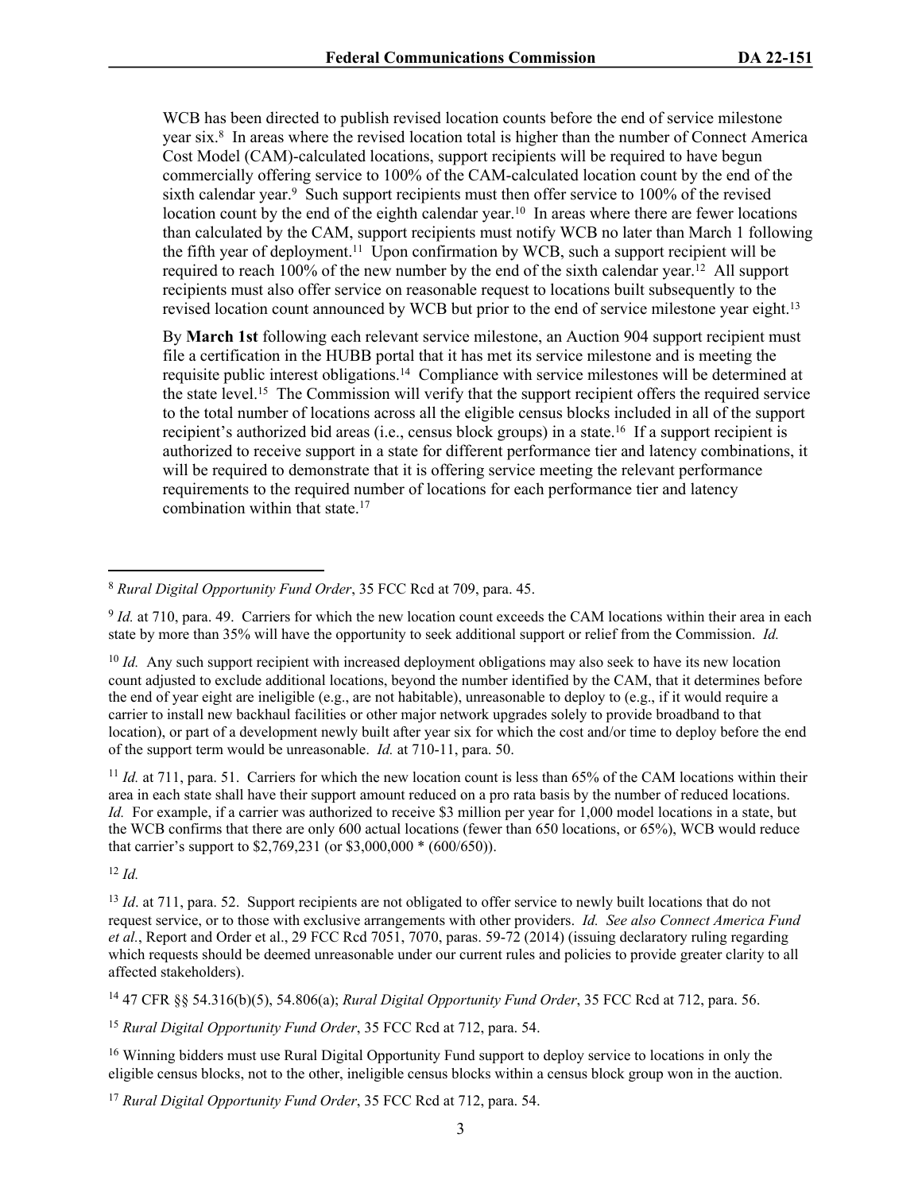WCB has been directed to publish revised location counts before the end of service milestone year six.[8] In areas where the revised location total is higher than the number of Connect America Cost Model (CAM)-calculated locations, support recipients will be required to have begun commercially offering service to 100% of the CAM-calculated location count by the end of the sixth calendar year.[9] Such support recipients must then offer service to 100% of the revised location count by the end of the eighth calendar year.[10] In areas where there are fewer locations than calculated by the CAM, support recipients must notify WCB no later than March 1 following the fifth year of deployment.[11] Upon confirmation by WCB, such a support recipient will be required to reach 100% of the new number by the end of the sixth calendar year.[12] All support recipients must also offer service on reasonable request to locations built subsequently to the revised location count announced by WCB but prior to the end of service milestone year eight.[13]

By **March 1st** following each relevant service milestone, an Auction 904 support recipient must file a certification in the HUBB portal that it has met its service milestone and is meeting the requisite public interest obligations.[14] Compliance with service milestones will be determined at the state level.[15] The Commission will verify that the support recipient offers the required service to the total number of locations across all the eligible census blocks included in all of the support recipient's authorized bid areas (i.e., census block groups) in a state.[16] If a support recipient is authorized to receive support in a state for different performance tier and latency combinations, it will be required to demonstrate that it is offering service meeting the relevant performance requirements to the required number of locations for each performance tier and latency combination within that state.[17]

---

[8] *Rural Digital Opportunity Fund Order*, 35 FCC Rcd at 709, para. 45.

[9] *Id.* at 710, para. 49. Carriers for which the new location count exceeds the CAM locations within their area in each state by more than 35% will have the opportunity to seek additional support or relief from the Commission. *Id.*

[10] *Id.* Any such support recipient with increased deployment obligations may also seek to have its new location count adjusted to exclude additional locations, beyond the number identified by the CAM, that it determines before the end of year eight are ineligible (e.g., are not habitable), unreasonable to deploy to (e.g., if it would require a carrier to install new backhaul facilities or other major network upgrades solely to provide broadband to that location), or part of a development newly built after year six for which the cost and/or time to deploy before the end of the support term would be unreasonable. *Id.* at 710-11, para. 50.

[11] *Id.* at 711, para. 51. Carriers for which the new location count is less than 65% of the CAM locations within their area in each state shall have their support amount reduced on a pro rata basis by the number of reduced locations. *Id.* For example, if a carrier was authorized to receive $3 million per year for 1,000 model locations in a state, but the WCB confirms that there are only 600 actual locations (fewer than 650 locations, or 65%), WCB would reduce that carrier's support to $2,769,231 (or $3,000,000 * (600/650)).

[12] *Id.*

[13] *Id*. at 711, para. 52. Support recipients are not obligated to offer service to newly built locations that do not request service, or to those with exclusive arrangements with other providers. *Id. See also Connect America Fund et al.*, Report and Order et al., 29 FCC Rcd 7051, 7070, paras. 59-72 (2014) (issuing declaratory ruling regarding which requests should be deemed unreasonable under our current rules and policies to provide greater clarity to all affected stakeholders).

[14] 47 CFR §§ 54.316(b)(5), 54.806(a); *Rural Digital Opportunity Fund Order*, 35 FCC Rcd at 712, para. 56.

[15] *Rural Digital Opportunity Fund Order*, 35 FCC Rcd at 712, para. 54.

[16] Winning bidders must use Rural Digital Opportunity Fund support to deploy service to locations in only the eligible census blocks, not to the other, ineligible census blocks within a census block group won in the auction.

[17] *Rural Digital Opportunity Fund Order*, 35 FCC Rcd at 712, para. 54.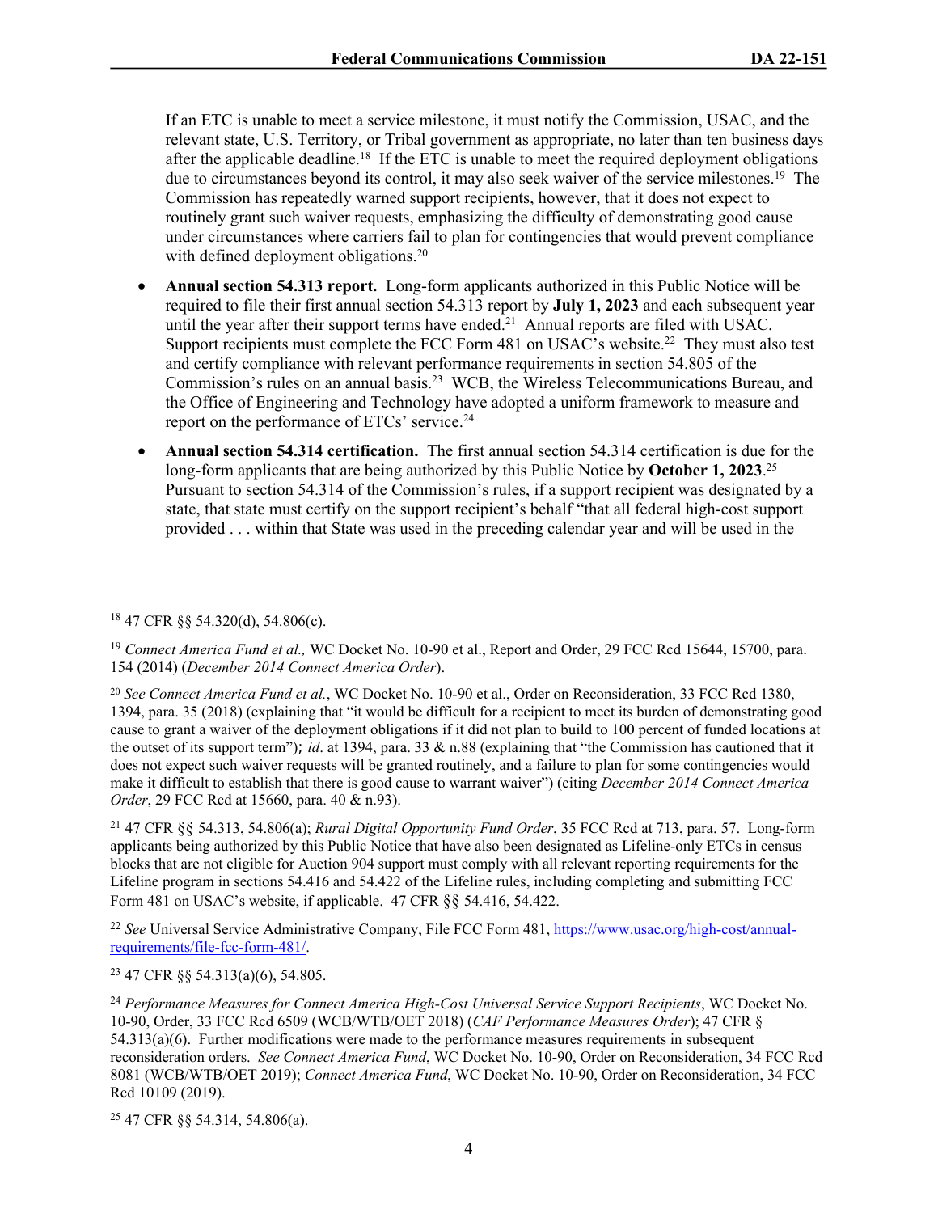If an ETC is unable to meet a service milestone, it must notify the Commission, USAC, and the relevant state, U.S. Territory, or Tribal government as appropriate, no later than ten business days after the applicable deadline.[18] If the ETC is unable to meet the required deployment obligations due to circumstances beyond its control, it may also seek waiver of the service milestones.[19] The Commission has repeatedly warned support recipients, however, that it does not expect to routinely grant such waiver requests, emphasizing the difficulty of demonstrating good cause under circumstances where carriers fail to plan for contingencies that would prevent compliance with defined deployment obligations.[20]

- **Annual section 54.313 report.** Long-form applicants authorized in this Public Notice will be required to file their first annual section 54.313 report by **July 1, 2023** and each subsequent year until the year after their support terms have ended.[21] Annual reports are filed with USAC. Support recipients must complete the FCC Form 481 on USAC's website.[22] They must also test and certify compliance with relevant performance requirements in section 54.805 of the Commission's rules on an annual basis.[23] WCB, the Wireless Telecommunications Bureau, and the Office of Engineering and Technology have adopted a uniform framework to measure and report on the performance of ETCs' service.[24]

- **Annual section 54.314 certification.** The first annual section 54.314 certification is due for the long-form applicants that are being authorized by this Public Notice by **October 1, 2023**.[25] Pursuant to section 54.314 of the Commission's rules, if a support recipient was designated by a state, that state must certify on the support recipient's behalf "that all federal high-cost support provided . . . within that State was used in the preceding calendar year and will be used in the

---

[18] 47 CFR §§ 54.320(d), 54.806(c).

[19] *Connect America Fund et al.,* WC Docket No. 10-90 et al., Report and Order, 29 FCC Rcd 15644, 15700, para. 154 (2014) (*December 2014 Connect America Order*).

[20] *See Connect America Fund et al.*, WC Docket No. 10-90 et al., Order on Reconsideration, 33 FCC Rcd 1380, 1394, para. 35 (2018) (explaining that "it would be difficult for a recipient to meet its burden of demonstrating good cause to grant a waiver of the deployment obligations if it did not plan to build to 100 percent of funded locations at the outset of its support term"); *id*. at 1394, para. 33 & n.88 (explaining that "the Commission has cautioned that it does not expect such waiver requests will be granted routinely, and a failure to plan for some contingencies would make it difficult to establish that there is good cause to warrant waiver") (citing *December 2014 Connect America Order*, 29 FCC Rcd at 15660, para. 40 & n.93).

[21] 47 CFR §§ 54.313, 54.806(a); *Rural Digital Opportunity Fund Order*, 35 FCC Rcd at 713, para. 57. Long-form applicants being authorized by this Public Notice that have also been designated as Lifeline-only ETCs in census blocks that are not eligible for Auction 904 support must comply with all relevant reporting requirements for the Lifeline program in sections 54.416 and 54.422 of the Lifeline rules, including completing and submitting FCC Form 481 on USAC's website, if applicable. 47 CFR §§ 54.416, 54.422.

[22] *See* Universal Service Administrative Company, File FCC Form 481, https://www.usac.org/high-cost/annual-requirements/file-fcc-form-481/.

[23] 47 CFR §§ 54.313(a)(6), 54.805.

[24] *Performance Measures for Connect America High-Cost Universal Service Support Recipients*, WC Docket No. 10-90, Order, 33 FCC Rcd 6509 (WCB/WTB/OET 2018) (*CAF Performance Measures Order*); 47 CFR § 54.313(a)(6). Further modifications were made to the performance measures requirements in subsequent reconsideration orders. *See Connect America Fund*, WC Docket No. 10-90, Order on Reconsideration, 34 FCC Rcd 8081 (WCB/WTB/OET 2019); *Connect America Fund*, WC Docket No. 10-90, Order on Reconsideration, 34 FCC Rcd 10109 (2019).

[25] 47 CFR §§ 54.314, 54.806(a).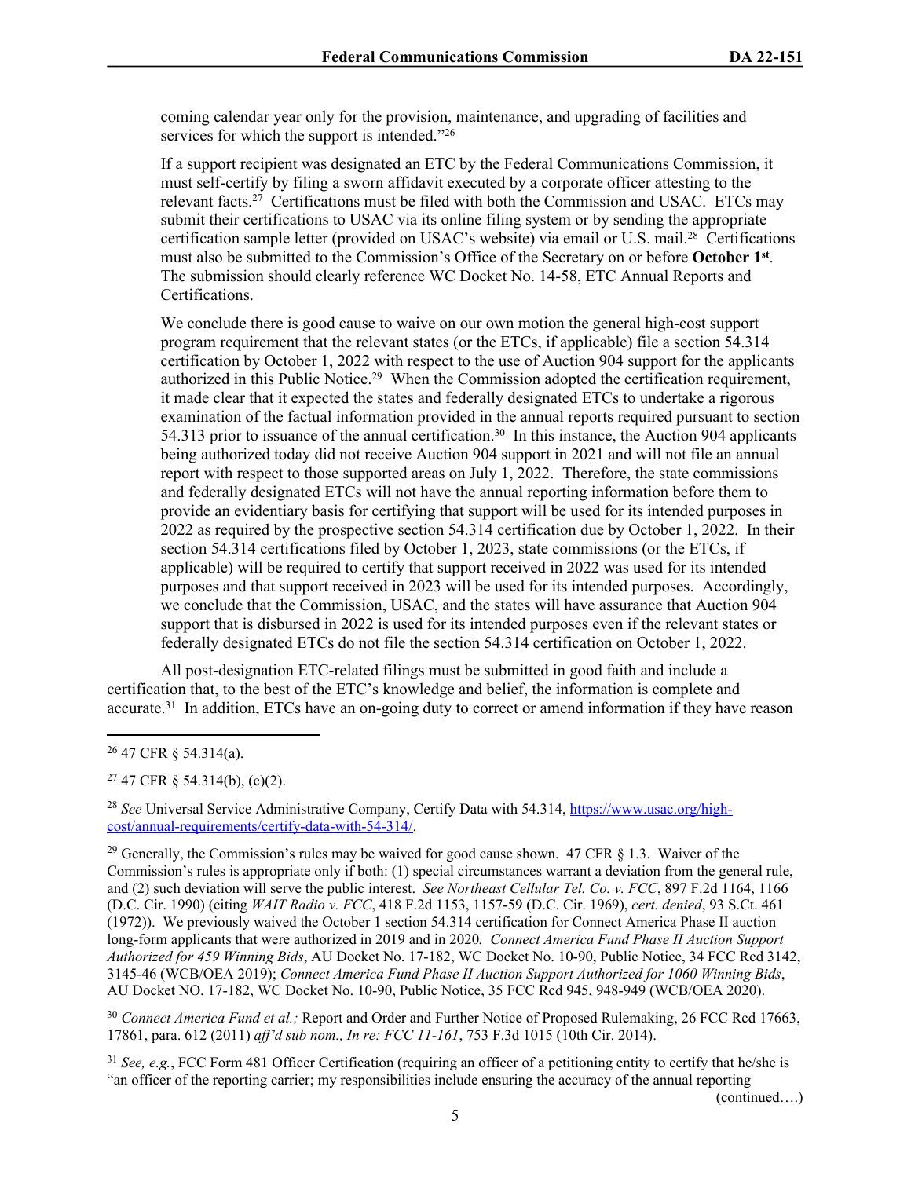coming calendar year only for the provision, maintenance, and upgrading of facilities and services for which the support is intended."[26]

If a support recipient was designated an ETC by the Federal Communications Commission, it must self-certify by filing a sworn affidavit executed by a corporate officer attesting to the relevant facts.[27] Certifications must be filed with both the Commission and USAC. ETCs may submit their certifications to USAC via its online filing system or by sending the appropriate certification sample letter (provided on USAC's website) via email or U.S. mail.[28] Certifications must also be submitted to the Commission's Office of the Secretary on or before **October 1st**. The submission should clearly reference WC Docket No. 14-58, ETC Annual Reports and Certifications.

We conclude there is good cause to waive on our own motion the general high-cost support program requirement that the relevant states (or the ETCs, if applicable) file a section 54.314 certification by October 1, 2022 with respect to the use of Auction 904 support for the applicants authorized in this Public Notice.[29] When the Commission adopted the certification requirement, it made clear that it expected the states and federally designated ETCs to undertake a rigorous examination of the factual information provided in the annual reports required pursuant to section 54.313 prior to issuance of the annual certification.[30] In this instance, the Auction 904 applicants being authorized today did not receive Auction 904 support in 2021 and will not file an annual report with respect to those supported areas on July 1, 2022. Therefore, the state commissions and federally designated ETCs will not have the annual reporting information before them to provide an evidentiary basis for certifying that support will be used for its intended purposes in 2022 as required by the prospective section 54.314 certification due by October 1, 2022. In their section 54.314 certifications filed by October 1, 2023, state commissions (or the ETCs, if applicable) will be required to certify that support received in 2022 was used for its intended purposes and that support received in 2023 will be used for its intended purposes. Accordingly, we conclude that the Commission, USAC, and the states will have assurance that Auction 904 support that is disbursed in 2022 is used for its intended purposes even if the relevant states or federally designated ETCs do not file the section 54.314 certification on October 1, 2022.

All post-designation ETC-related filings must be submitted in good faith and include a certification that, to the best of the ETC's knowledge and belief, the information is complete and accurate.[31] In addition, ETCs have an on-going duty to correct or amend information if they have reason

---

[26] 47 CFR § 54.314(a).

[27] 47 CFR § 54.314(b), (c)(2).

[28] *See* Universal Service Administrative Company, Certify Data with 54.314, https://www.usac.org/high-cost/annual-requirements/certify-data-with-54-314/.

[29] Generally, the Commission's rules may be waived for good cause shown. 47 CFR § 1.3. Waiver of the Commission's rules is appropriate only if both: (1) special circumstances warrant a deviation from the general rule, and (2) such deviation will serve the public interest. *See Northeast Cellular Tel. Co. v. FCC*, 897 F.2d 1164, 1166 (D.C. Cir. 1990) (citing *WAIT Radio v. FCC*, 418 F.2d 1153, 1157-59 (D.C. Cir. 1969), *cert. denied*, 93 S.Ct. 461 (1972)). We previously waived the October 1 section 54.314 certification for Connect America Phase II auction long-form applicants that were authorized in 2019 and in 2020*. Connect America Fund Phase II Auction Support Authorized for 459 Winning Bids*, AU Docket No. 17-182, WC Docket No. 10-90, Public Notice, 34 FCC Rcd 3142, 3145-46 (WCB/OEA 2019); *Connect America Fund Phase II Auction Support Authorized for 1060 Winning Bids*, AU Docket NO. 17-182, WC Docket No. 10-90, Public Notice, 35 FCC Rcd 945, 948-949 (WCB/OEA 2020).

[30] *Connect America Fund et al.;* Report and Order and Further Notice of Proposed Rulemaking, 26 FCC Rcd 17663, 17861, para. 612 (2011) *aff'd sub nom., In re: FCC 11-161*, 753 F.3d 1015 (10th Cir. 2014).

[31] *See, e.g.*, FCC Form 481 Officer Certification (requiring an officer of a petitioning entity to certify that he/she is "an officer of the reporting carrier; my responsibilities include ensuring the accuracy of the annual reporting

(continued….)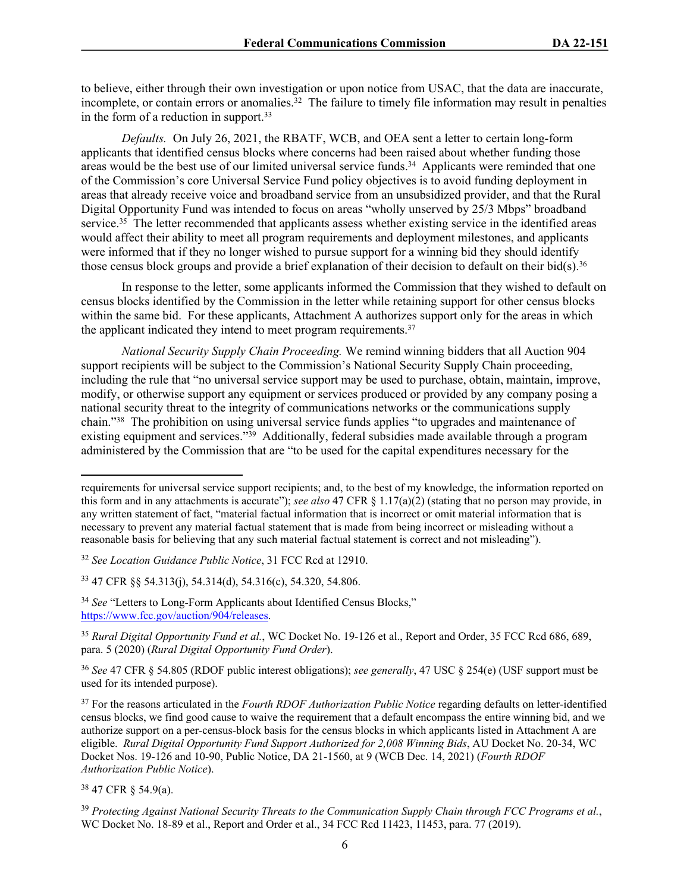to believe, either through their own investigation or upon notice from USAC, that the data are inaccurate, incomplete, or contain errors or anomalies.[32] The failure to timely file information may result in penalties in the form of a reduction in support.[33]

*Defaults.* On July 26, 2021, the RBATF, WCB, and OEA sent a letter to certain long-form applicants that identified census blocks where concerns had been raised about whether funding those areas would be the best use of our limited universal service funds.[34] Applicants were reminded that one of the Commission's core Universal Service Fund policy objectives is to avoid funding deployment in areas that already receive voice and broadband service from an unsubsidized provider, and that the Rural Digital Opportunity Fund was intended to focus on areas "wholly unserved by 25/3 Mbps" broadband service.[35] The letter recommended that applicants assess whether existing service in the identified areas would affect their ability to meet all program requirements and deployment milestones, and applicants were informed that if they no longer wished to pursue support for a winning bid they should identify those census block groups and provide a brief explanation of their decision to default on their bid(s).[36]

In response to the letter, some applicants informed the Commission that they wished to default on census blocks identified by the Commission in the letter while retaining support for other census blocks within the same bid. For these applicants, Attachment A authorizes support only for the areas in which the applicant indicated they intend to meet program requirements.[37]

*National Security Supply Chain Proceeding.* We remind winning bidders that all Auction 904 support recipients will be subject to the Commission's National Security Supply Chain proceeding, including the rule that "no universal service support may be used to purchase, obtain, maintain, improve, modify, or otherwise support any equipment or services produced or provided by any company posing a national security threat to the integrity of communications networks or the communications supply chain."[38] The prohibition on using universal service funds applies "to upgrades and maintenance of existing equipment and services."[39] Additionally, federal subsidies made available through a program administered by the Commission that are "to be used for the capital expenditures necessary for the

---

requirements for universal service support recipients; and, to the best of my knowledge, the information reported on this form and in any attachments is accurate"); *see also* 47 CFR § 1.17(a)(2) (stating that no person may provide, in any written statement of fact, "material factual information that is incorrect or omit material information that is necessary to prevent any material factual statement that is made from being incorrect or misleading without a reasonable basis for believing that any such material factual statement is correct and not misleading").

[32] *See Location Guidance Public Notice*, 31 FCC Rcd at 12910.

[33] 47 CFR §§ 54.313(j), 54.314(d), 54.316(c), 54.320, 54.806.

[34] *See* "Letters to Long-Form Applicants about Identified Census Blocks," https://www.fcc.gov/auction/904/releases.

[35] *Rural Digital Opportunity Fund et al.*, WC Docket No. 19-126 et al., Report and Order, 35 FCC Rcd 686, 689, para. 5 (2020) (*Rural Digital Opportunity Fund Order*).

[36] *See* 47 CFR § 54.805 (RDOF public interest obligations); *see generally*, 47 USC § 254(e) (USF support must be used for its intended purpose).

[37] For the reasons articulated in the *Fourth RDOF Authorization Public Notice* regarding defaults on letter-identified census blocks, we find good cause to waive the requirement that a default encompass the entire winning bid, and we authorize support on a per-census-block basis for the census blocks in which applicants listed in Attachment A are eligible. *Rural Digital Opportunity Fund Support Authorized for 2,008 Winning Bids*, AU Docket No. 20-34, WC Docket Nos. 19-126 and 10-90, Public Notice, DA 21-1560, at 9 (WCB Dec. 14, 2021) (*Fourth RDOF Authorization Public Notice*).

[38] 47 CFR § 54.9(a).

[39] *Protecting Against National Security Threats to the Communication Supply Chain through FCC Programs et al.*, WC Docket No. 18-89 et al., Report and Order et al., 34 FCC Rcd 11423, 11453, para. 77 (2019).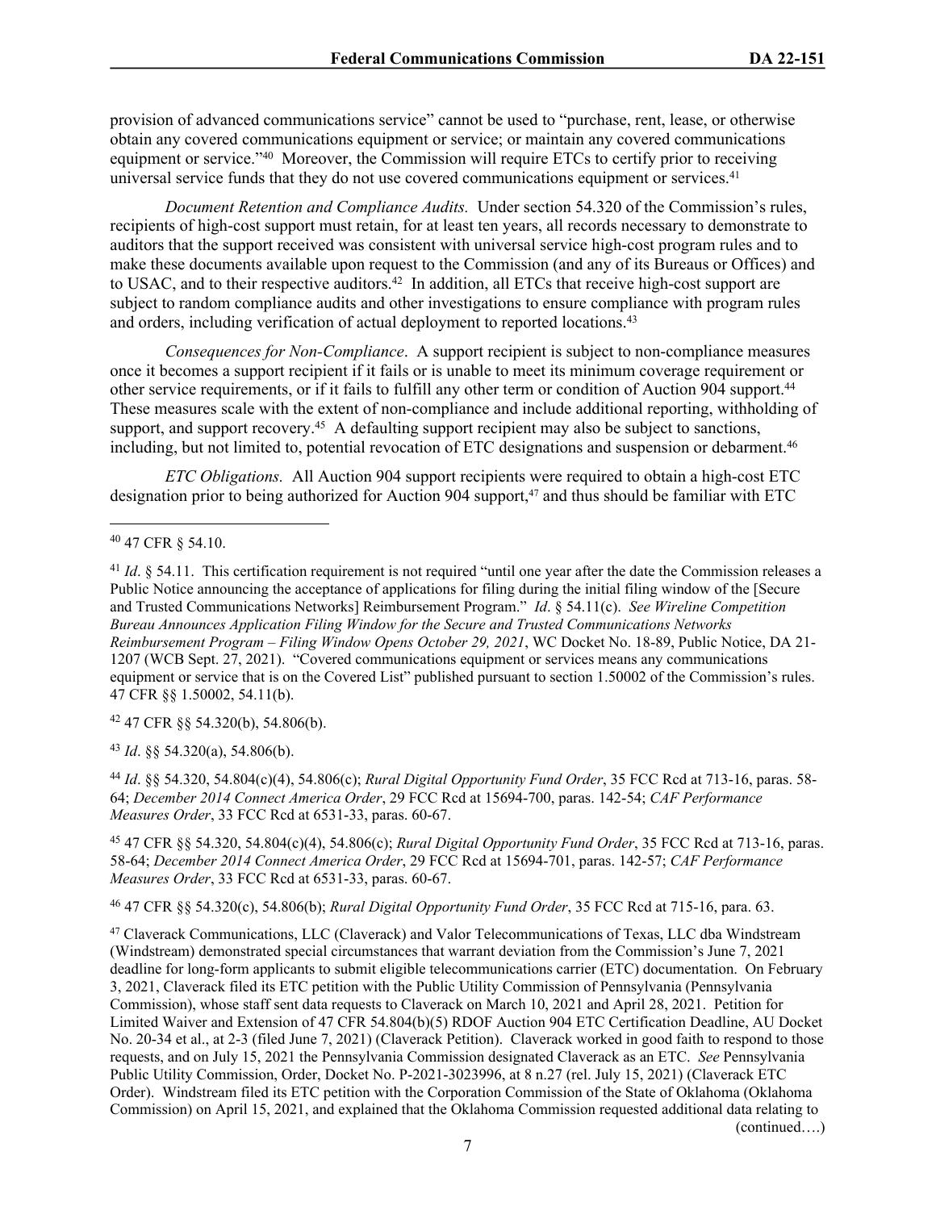provision of advanced communications service" cannot be used to "purchase, rent, lease, or otherwise obtain any covered communications equipment or service; or maintain any covered communications equipment or service."[40] Moreover, the Commission will require ETCs to certify prior to receiving universal service funds that they do not use covered communications equipment or services.[41]

*Document Retention and Compliance Audits.* Under section 54.320 of the Commission's rules, recipients of high-cost support must retain, for at least ten years, all records necessary to demonstrate to auditors that the support received was consistent with universal service high-cost program rules and to make these documents available upon request to the Commission (and any of its Bureaus or Offices) and to USAC, and to their respective auditors.[42] In addition, all ETCs that receive high-cost support are subject to random compliance audits and other investigations to ensure compliance with program rules and orders, including verification of actual deployment to reported locations.[43]

*Consequences for Non-Compliance*. A support recipient is subject to non-compliance measures once it becomes a support recipient if it fails or is unable to meet its minimum coverage requirement or other service requirements, or if it fails to fulfill any other term or condition of Auction 904 support.[44] These measures scale with the extent of non-compliance and include additional reporting, withholding of support, and support recovery.[45] A defaulting support recipient may also be subject to sanctions, including, but not limited to, potential revocation of ETC designations and suspension or debarment.[46]

*ETC Obligations.* All Auction 904 support recipients were required to obtain a high-cost ETC designation prior to being authorized for Auction 904 support,[47] and thus should be familiar with ETC

---

[40] 47 CFR § 54.10.

[41] *Id*. § 54.11. This certification requirement is not required "until one year after the date the Commission releases a Public Notice announcing the acceptance of applications for filing during the initial filing window of the [Secure and Trusted Communications Networks] Reimbursement Program." *Id*. § 54.11(c). *See Wireline Competition Bureau Announces Application Filing Window for the Secure and Trusted Communications Networks Reimbursement Program – Filing Window Opens October 29, 2021*, WC Docket No. 18-89, Public Notice, DA 21-1207 (WCB Sept. 27, 2021). "Covered communications equipment or services means any communications equipment or service that is on the Covered List" published pursuant to section 1.50002 of the Commission's rules. 47 CFR §§ 1.50002, 54.11(b).

[42] 47 CFR §§ 54.320(b), 54.806(b).

[43] *Id*. §§ 54.320(a), 54.806(b).

[44] *Id*. §§ 54.320, 54.804(c)(4), 54.806(c); *Rural Digital Opportunity Fund Order*, 35 FCC Rcd at 713-16, paras. 58-64; *December 2014 Connect America Order*, 29 FCC Rcd at 15694-700, paras. 142-54; *CAF Performance Measures Order*, 33 FCC Rcd at 6531-33, paras. 60-67.

[45] 47 CFR §§ 54.320, 54.804(c)(4), 54.806(c); *Rural Digital Opportunity Fund Order*, 35 FCC Rcd at 713-16, paras. 58-64; *December 2014 Connect America Order*, 29 FCC Rcd at 15694-701, paras. 142-57; *CAF Performance Measures Order*, 33 FCC Rcd at 6531-33, paras. 60-67.

[46] 47 CFR §§ 54.320(c), 54.806(b); *Rural Digital Opportunity Fund Order*, 35 FCC Rcd at 715-16, para. 63.

[47] Claverack Communications, LLC (Claverack) and Valor Telecommunications of Texas, LLC dba Windstream (Windstream) demonstrated special circumstances that warrant deviation from the Commission's June 7, 2021 deadline for long-form applicants to submit eligible telecommunications carrier (ETC) documentation. On February 3, 2021, Claverack filed its ETC petition with the Public Utility Commission of Pennsylvania (Pennsylvania Commission), whose staff sent data requests to Claverack on March 10, 2021 and April 28, 2021. Petition for Limited Waiver and Extension of 47 CFR 54.804(b)(5) RDOF Auction 904 ETC Certification Deadline, AU Docket No. 20-34 et al., at 2-3 (filed June 7, 2021) (Claverack Petition). Claverack worked in good faith to respond to those requests, and on July 15, 2021 the Pennsylvania Commission designated Claverack as an ETC. *See* Pennsylvania Public Utility Commission, Order, Docket No. P-2021-3023996, at 8 n.27 (rel. July 15, 2021) (Claverack ETC Order). Windstream filed its ETC petition with the Corporation Commission of the State of Oklahoma (Oklahoma Commission) on April 15, 2021, and explained that the Oklahoma Commission requested additional data relating to

(continued….)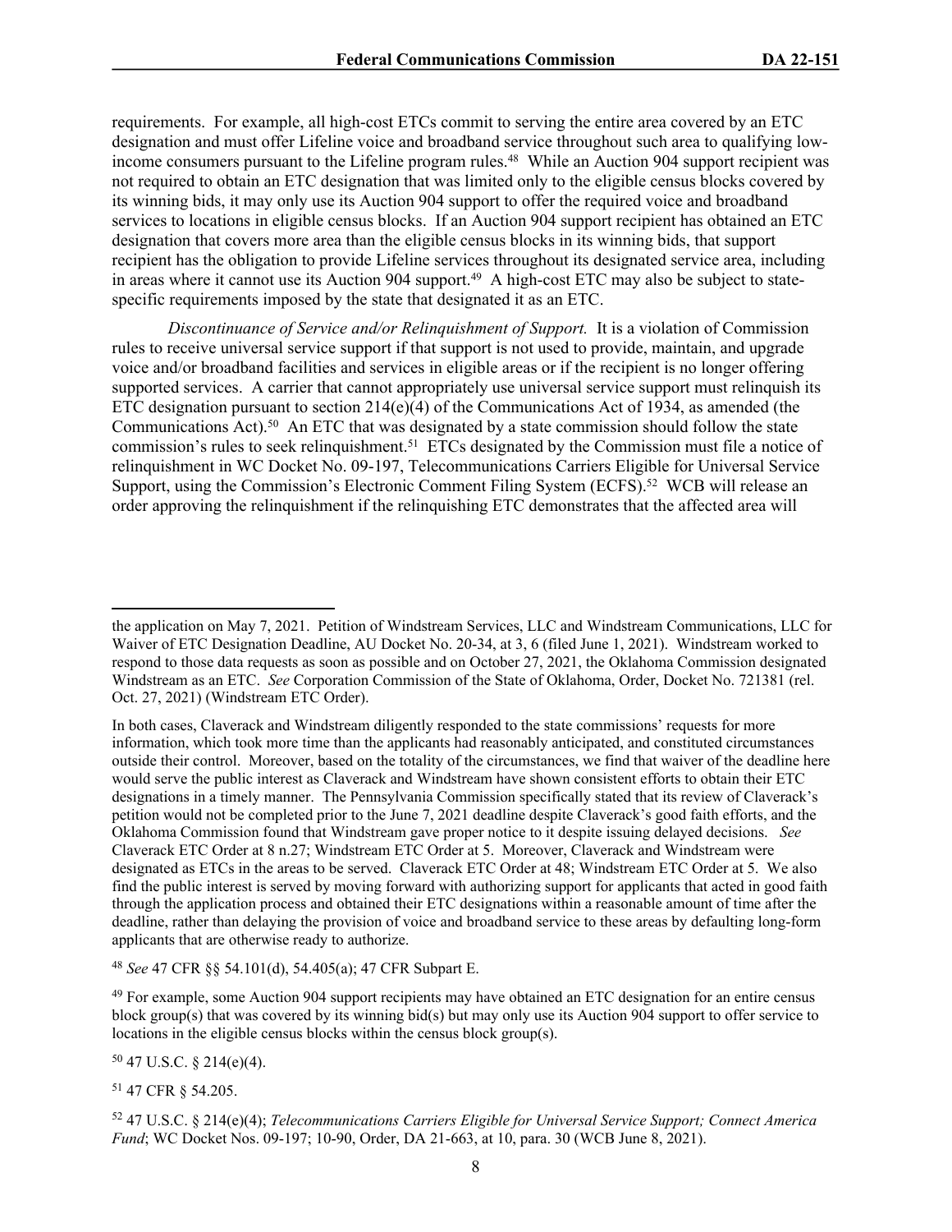requirements. For example, all high-cost ETCs commit to serving the entire area covered by an ETC designation and must offer Lifeline voice and broadband service throughout such area to qualifying low-income consumers pursuant to the Lifeline program rules.[48] While an Auction 904 support recipient was not required to obtain an ETC designation that was limited only to the eligible census blocks covered by its winning bids, it may only use its Auction 904 support to offer the required voice and broadband services to locations in eligible census blocks. If an Auction 904 support recipient has obtained an ETC designation that covers more area than the eligible census blocks in its winning bids, that support recipient has the obligation to provide Lifeline services throughout its designated service area, including in areas where it cannot use its Auction 904 support.[49] A high-cost ETC may also be subject to state-specific requirements imposed by the state that designated it as an ETC.

*Discontinuance of Service and/or Relinquishment of Support.* It is a violation of Commission rules to receive universal service support if that support is not used to provide, maintain, and upgrade voice and/or broadband facilities and services in eligible areas or if the recipient is no longer offering supported services. A carrier that cannot appropriately use universal service support must relinquish its ETC designation pursuant to section 214(e)(4) of the Communications Act of 1934, as amended (the Communications Act).[50] An ETC that was designated by a state commission should follow the state commission's rules to seek relinquishment.[51] ETCs designated by the Commission must file a notice of relinquishment in WC Docket No. 09-197, Telecommunications Carriers Eligible for Universal Service Support, using the Commission's Electronic Comment Filing System (ECFS).[52] WCB will release an order approving the relinquishment if the relinquishing ETC demonstrates that the affected area will

---

the application on May 7, 2021. Petition of Windstream Services, LLC and Windstream Communications, LLC for Waiver of ETC Designation Deadline, AU Docket No. 20-34, at 3, 6 (filed June 1, 2021). Windstream worked to respond to those data requests as soon as possible and on October 27, 2021, the Oklahoma Commission designated Windstream as an ETC. *See* Corporation Commission of the State of Oklahoma, Order, Docket No. 721381 (rel. Oct. 27, 2021) (Windstream ETC Order).

In both cases, Claverack and Windstream diligently responded to the state commissions' requests for more information, which took more time than the applicants had reasonably anticipated, and constituted circumstances outside their control. Moreover, based on the totality of the circumstances, we find that waiver of the deadline here would serve the public interest as Claverack and Windstream have shown consistent efforts to obtain their ETC designations in a timely manner. The Pennsylvania Commission specifically stated that its review of Claverack's petition would not be completed prior to the June 7, 2021 deadline despite Claverack's good faith efforts, and the Oklahoma Commission found that Windstream gave proper notice to it despite issuing delayed decisions. *See* Claverack ETC Order at 8 n.27; Windstream ETC Order at 5. Moreover, Claverack and Windstream were designated as ETCs in the areas to be served. Claverack ETC Order at 48; Windstream ETC Order at 5. We also find the public interest is served by moving forward with authorizing support for applicants that acted in good faith through the application process and obtained their ETC designations within a reasonable amount of time after the deadline, rather than delaying the provision of voice and broadband service to these areas by defaulting long-form applicants that are otherwise ready to authorize.

[48] *See* 47 CFR §§ 54.101(d), 54.405(a); 47 CFR Subpart E.

[49] For example, some Auction 904 support recipients may have obtained an ETC designation for an entire census block group(s) that was covered by its winning bid(s) but may only use its Auction 904 support to offer service to locations in the eligible census blocks within the census block group(s).

[50] 47 U.S.C. § 214(e)(4).

[51] 47 CFR § 54.205.

[52] 47 U.S.C. § 214(e)(4); *Telecommunications Carriers Eligible for Universal Service Support; Connect America Fund*; WC Docket Nos. 09-197; 10-90, Order, DA 21-663, at 10, para. 30 (WCB June 8, 2021).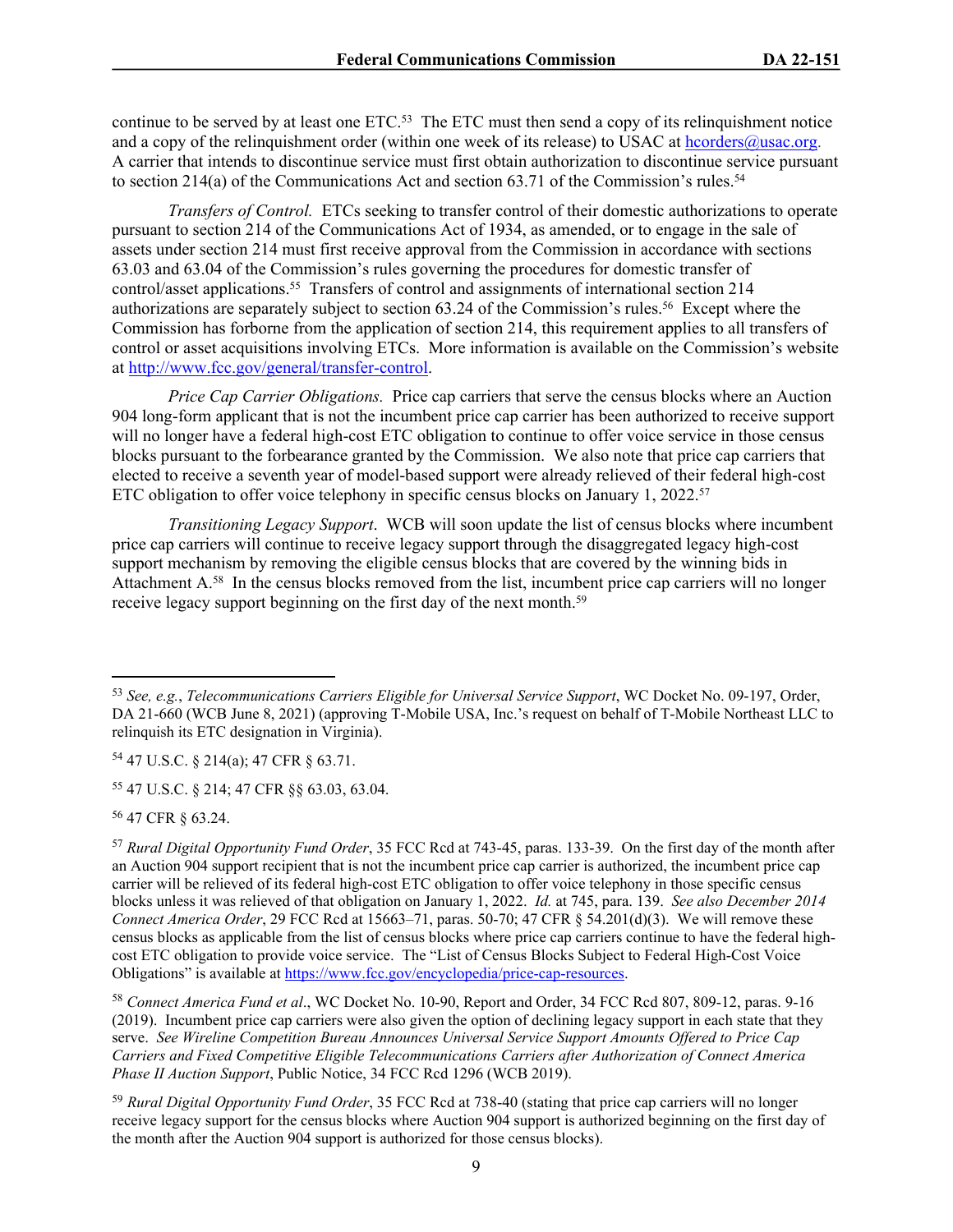continue to be served by at least one ETC.[53] The ETC must then send a copy of its relinquishment notice and a copy of the relinquishment order (within one week of its release) to USAC at hcorders@usac.org. A carrier that intends to discontinue service must first obtain authorization to discontinue service pursuant to section 214(a) of the Communications Act and section 63.71 of the Commission's rules.[54]

*Transfers of Control.* ETCs seeking to transfer control of their domestic authorizations to operate pursuant to section 214 of the Communications Act of 1934, as amended, or to engage in the sale of assets under section 214 must first receive approval from the Commission in accordance with sections 63.03 and 63.04 of the Commission's rules governing the procedures for domestic transfer of control/asset applications.[55] Transfers of control and assignments of international section 214 authorizations are separately subject to section 63.24 of the Commission's rules.[56] Except where the Commission has forborne from the application of section 214, this requirement applies to all transfers of control or asset acquisitions involving ETCs. More information is available on the Commission's website at http://www.fcc.gov/general/transfer-control.

*Price Cap Carrier Obligations.* Price cap carriers that serve the census blocks where an Auction 904 long-form applicant that is not the incumbent price cap carrier has been authorized to receive support will no longer have a federal high-cost ETC obligation to continue to offer voice service in those census blocks pursuant to the forbearance granted by the Commission. We also note that price cap carriers that elected to receive a seventh year of model-based support were already relieved of their federal high-cost ETC obligation to offer voice telephony in specific census blocks on January 1, 2022.[57]

*Transitioning Legacy Support*. WCB will soon update the list of census blocks where incumbent price cap carriers will continue to receive legacy support through the disaggregated legacy high-cost support mechanism by removing the eligible census blocks that are covered by the winning bids in Attachment A.[58] In the census blocks removed from the list, incumbent price cap carriers will no longer receive legacy support beginning on the first day of the next month.[59]

---

[53] *See, e.g.*, *Telecommunications Carriers Eligible for Universal Service Support*, WC Docket No. 09-197, Order, DA 21-660 (WCB June 8, 2021) (approving T-Mobile USA, Inc.'s request on behalf of T-Mobile Northeast LLC to relinquish its ETC designation in Virginia).

[54] 47 U.S.C. § 214(a); 47 CFR § 63.71.

[55] 47 U.S.C. § 214; 47 CFR §§ 63.03, 63.04.

[56] 47 CFR § 63.24.

[57] *Rural Digital Opportunity Fund Order*, 35 FCC Rcd at 743-45, paras. 133-39. On the first day of the month after an Auction 904 support recipient that is not the incumbent price cap carrier is authorized, the incumbent price cap carrier will be relieved of its federal high-cost ETC obligation to offer voice telephony in those specific census blocks unless it was relieved of that obligation on January 1, 2022. *Id.* at 745, para. 139. *See also December 2014 Connect America Order*, 29 FCC Rcd at 15663–71, paras. 50-70; 47 CFR § 54.201(d)(3). We will remove these census blocks as applicable from the list of census blocks where price cap carriers continue to have the federal high-cost ETC obligation to provide voice service. The "List of Census Blocks Subject to Federal High-Cost Voice Obligations" is available at https://www.fcc.gov/encyclopedia/price-cap-resources.

[58] *Connect America Fund et al*., WC Docket No. 10-90, Report and Order, 34 FCC Rcd 807, 809-12, paras. 9-16 (2019). Incumbent price cap carriers were also given the option of declining legacy support in each state that they serve. *See Wireline Competition Bureau Announces Universal Service Support Amounts Offered to Price Cap Carriers and Fixed Competitive Eligible Telecommunications Carriers after Authorization of Connect America Phase II Auction Support*, Public Notice, 34 FCC Rcd 1296 (WCB 2019).

[59] *Rural Digital Opportunity Fund Order*, 35 FCC Rcd at 738-40 (stating that price cap carriers will no longer receive legacy support for the census blocks where Auction 904 support is authorized beginning on the first day of the month after the Auction 904 support is authorized for those census blocks).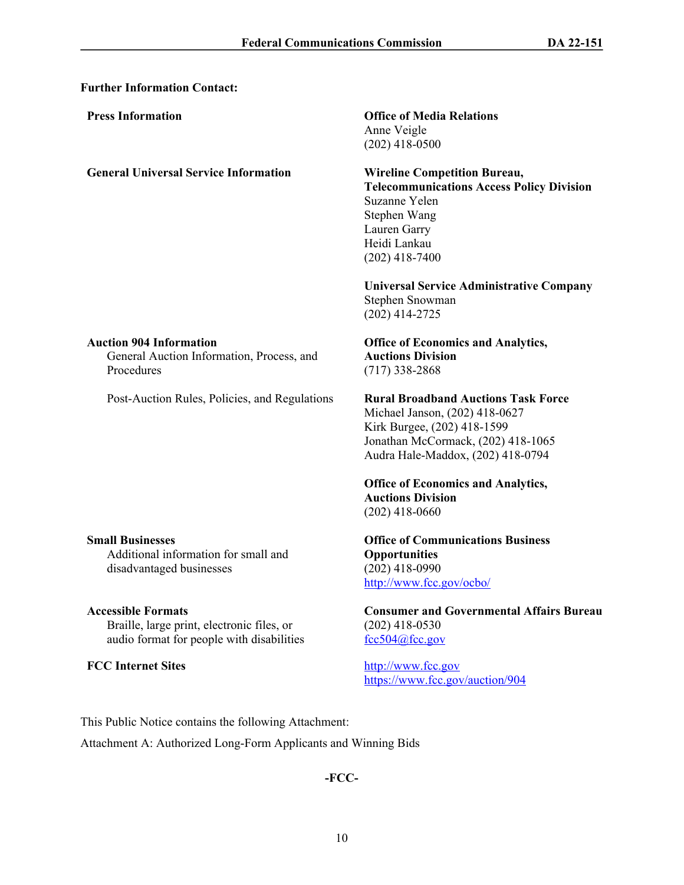**Further Information Contact:**

| | |
|---|---|
| **Press Information** | **Office of Media Relations**<br>Anne Veigle<br>(202) 418-0500 |
| **General Universal Service Information** | **Wireline Competition Bureau, Telecommunications Access Policy Division**<br>Suzanne Yelen<br>Stephen Wang<br>Lauren Garry<br>Heidi Lankau<br>(202) 418-7400 |
| | **Universal Service Administrative Company**<br>Stephen Snowman<br>(202) 414-2725 |
| **Auction 904 Information**<br>General Auction Information, Process, and Procedures | **Office of Economics and Analytics, Auctions Division**<br>(717) 338-2868 |
| Post-Auction Rules, Policies, and Regulations | **Rural Broadband Auctions Task Force**<br>Michael Janson, (202) 418-0627<br>Kirk Burgee, (202) 418-1599<br>Jonathan McCormack, (202) 418-1065<br>Audra Hale-Maddox, (202) 418-0794 |
| | **Office of Economics and Analytics, Auctions Division**<br>(202) 418-0660 |
| **Small Businesses**<br>Additional information for small and disadvantaged businesses | **Office of Communications Business Opportunities**<br>(202) 418-0990<br>http://www.fcc.gov/ocbo/ |
| **Accessible Formats**<br>Braille, large print, electronic files, or audio format for people with disabilities | **Consumer and Governmental Affairs Bureau**<br>(202) 418-0530<br>fcc504@fcc.gov |
| **FCC Internet Sites** | http://www.fcc.gov<br>https://www.fcc.gov/auction/904 |

This Public Notice contains the following Attachment:

Attachment A: Authorized Long-Form Applicants and Winning Bids

**-FCC-**